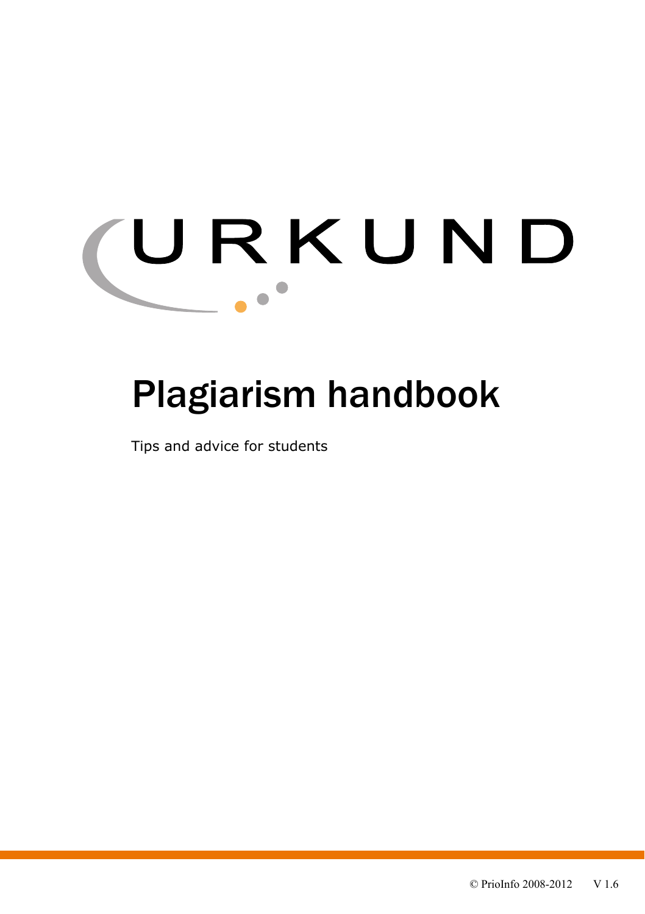URKUND

# Plagiarism handbook

Tips and advice for students

© PrioInfo 2008-2012 V 1.6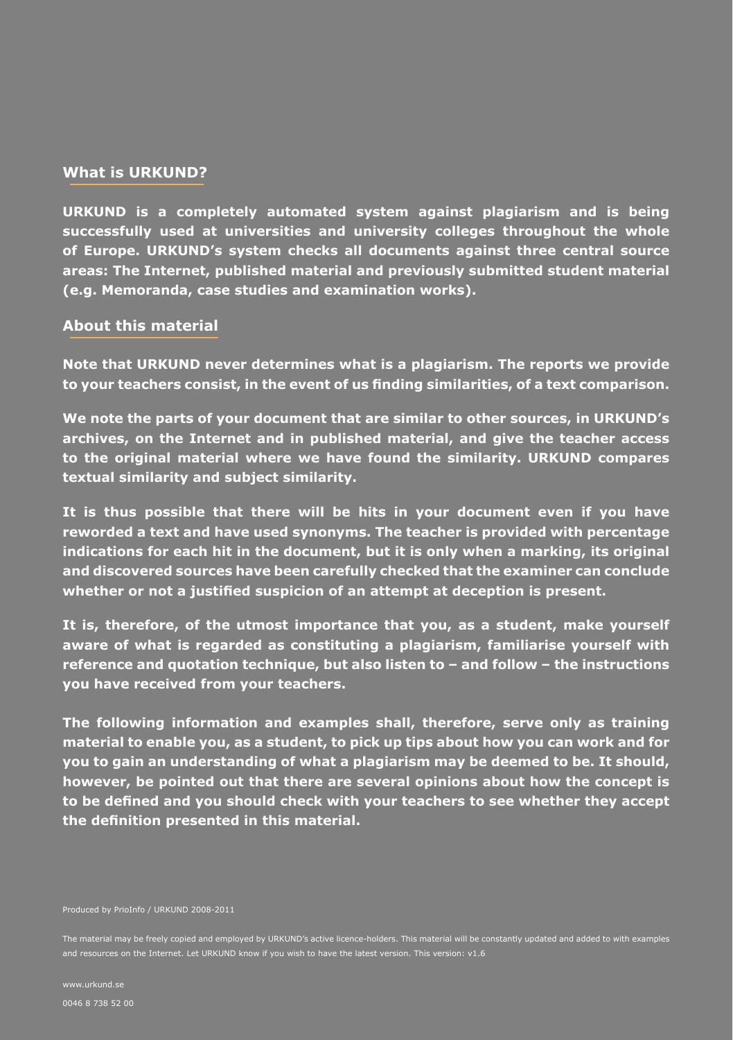## What is URKUND?

**URKUND is a completely automated system against plagiarism and is being successfully used at universities and university colleges throughout the whole of Europe. URKUND's system checks all documents against three central source areas: The Internet, published material and previously submitted student material (e.g. Memoranda, case studies and examination works).**

## About this material

**Note that URKUND never determines what is a plagiarism. The reports we provide to your teachers consist, in the event of us finding similarities, of a text comparison.**

**We note the parts of your document that are similar to other sources, in URKUND's archives, on the Internet and in published material, and give the teacher access to the original material where we have found the similarity. URKUND compares textual similarity and subject similarity.**

**It is thus possible that there will be hits in your document even if you have reworded a text and have used synonyms. The teacher is provided with percentage indications for each hit in the document, but it is only when a marking, its original and discovered sources have been carefully checked that the examiner can conclude whether or not a justified suspicion of an attempt at deception is present.**

**It is, therefore, of the utmost importance that you, as a student, make yourself aware of what is regarded as constituting a plagiarism, familiarise yourself with reference and quotation technique, but also listen to – and follow – the instructions you have received from your teachers.**

**The following information and examples shall, therefore, serve only as training material to enable you, as a student, to pick up tips about how you can work and for you to gain an understanding of what a plagiarism may be deemed to be. It should, however, be pointed out that there are several opinions about how the concept is to be defined and you should check with your teachers to see whether they accept the definition presented in this material.**

Produced by PrioInfo / URKUND 2008-2011

The material may be freely copied and employed by URKUND's active licence-holders. This material will be constantly updated and added to with examples and resources on the Internet. Let URKUND know if you wish to have the latest version. This version: v1.6

www.urkund.se

0046 8 738 52 00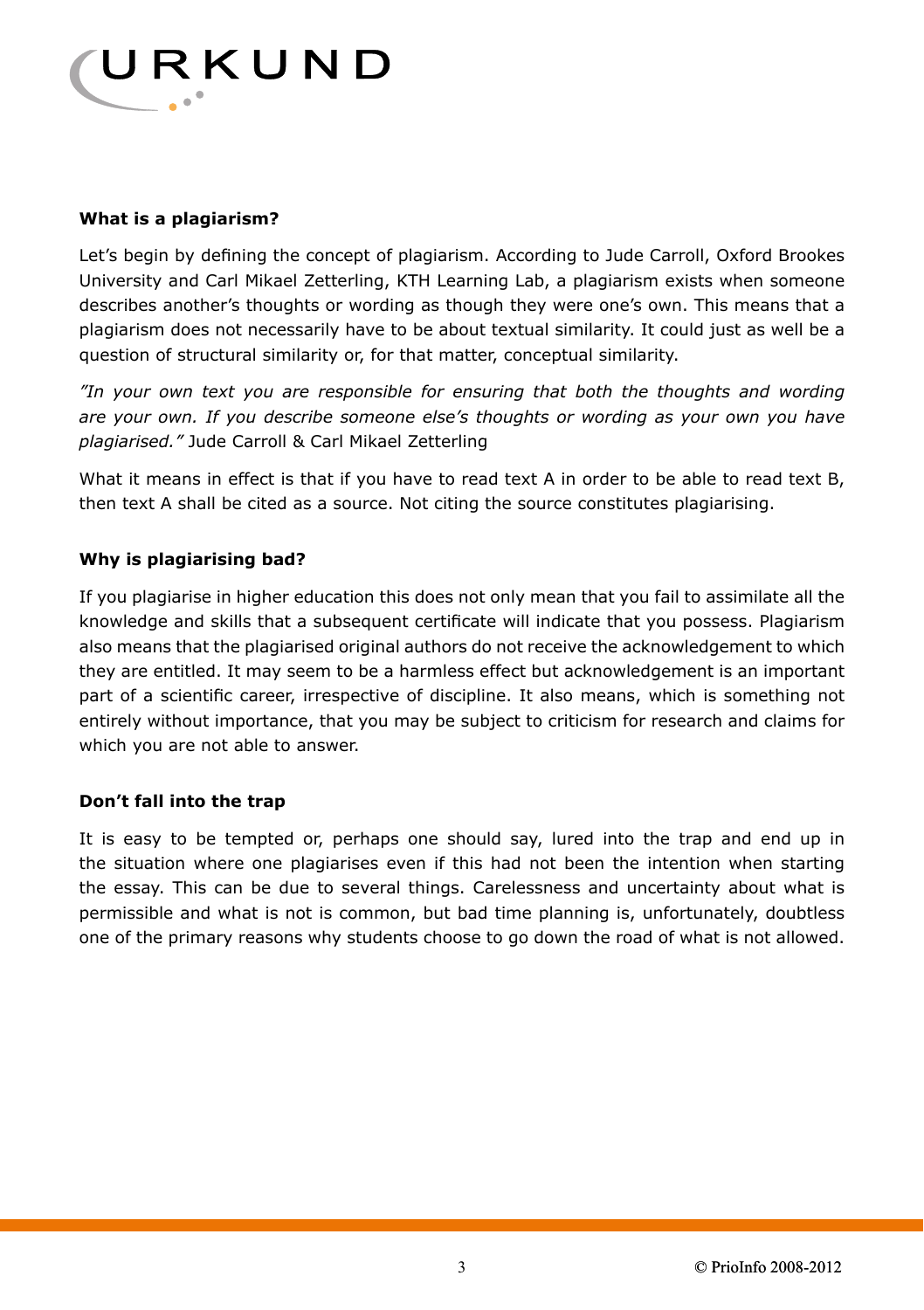### What is a plagiarism?

Let's begin by defining the concept of plagiarism. According to Jude Carroll, Oxford Brookes University and Carl Mikael Zetterling, KTH Learning Lab, a plagiarism exists when someone describes another's thoughts or wording as though they were one's own. This means that a plagiarism does not necessarily have to be about textual similarity. It could just as well be a question of structural similarity or, for that matter, conceptual similarity.

*"In your own text you are responsible for ensuring that both the thoughts and wording are your own. If you describe someone else's thoughts or wording as your own you have plagiarised."* Jude Carroll & Carl Mikael Zetterling

What it means in effect is that if you have to read text A in order to be able to read text B, then text A shall be cited as a source. Not citing the source constitutes plagiarising.

### Why is plagiarising bad?

If you plagiarise in higher education this does not only mean that you fail to assimilate all the knowledge and skills that a subsequent certificate will indicate that you possess. Plagiarism also means that the plagiarised original authors do not receive the acknowledgement to which they are entitled. It may seem to be a harmless effect but acknowledgement is an important part of a scientific career, irrespective of discipline. It also means, which is something not entirely without importance, that you may be subject to criticism for research and claims for which you are not able to answer.

### Don't fall into the trap

It is easy to be tempted or, perhaps one should say, lured into the trap and end up in the situation where one plagiarises even if this had not been the intention when starting the essay. This can be due to several things. Carelessness and uncertainty about what is permissible and what is not is common, but bad time planning is, unfortunately, doubtless one of the primary reasons why students choose to go down the road of what is not allowed.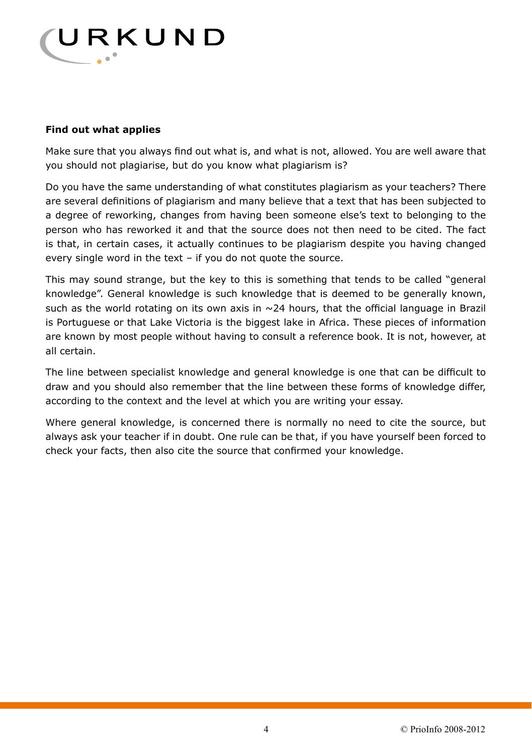### Find out what applies

Make sure that you always find out what is, and what is not, allowed. You are well aware that you should not plagiarise, but do you know what plagiarism is?

Do you have the same understanding of what constitutes plagiarism as your teachers? There are several definitions of plagiarism and many believe that a text that has been subjected to a degree of reworking, changes from having been someone else's text to belonging to the person who has reworked it and that the source does not then need to be cited. The fact is that, in certain cases, it actually continues to be plagiarism despite you having changed every single word in the text – if you do not quote the source.

This may sound strange, but the key to this is something that tends to be called "general knowledge". General knowledge is such knowledge that is deemed to be generally known, such as the world rotating on its own axis in ~24 hours, that the official language in Brazil is Portuguese or that Lake Victoria is the biggest lake in Africa. These pieces of information are known by most people without having to consult a reference book. It is not, however, at all certain.

The line between specialist knowledge and general knowledge is one that can be difficult to draw and you should also remember that the line between these forms of knowledge differ, according to the context and the level at which you are writing your essay.

Where general knowledge, is concerned there is normally no need to cite the source, but always ask your teacher if in doubt. One rule can be that, if you have yourself been forced to check your facts, then also cite the source that confirmed your knowledge.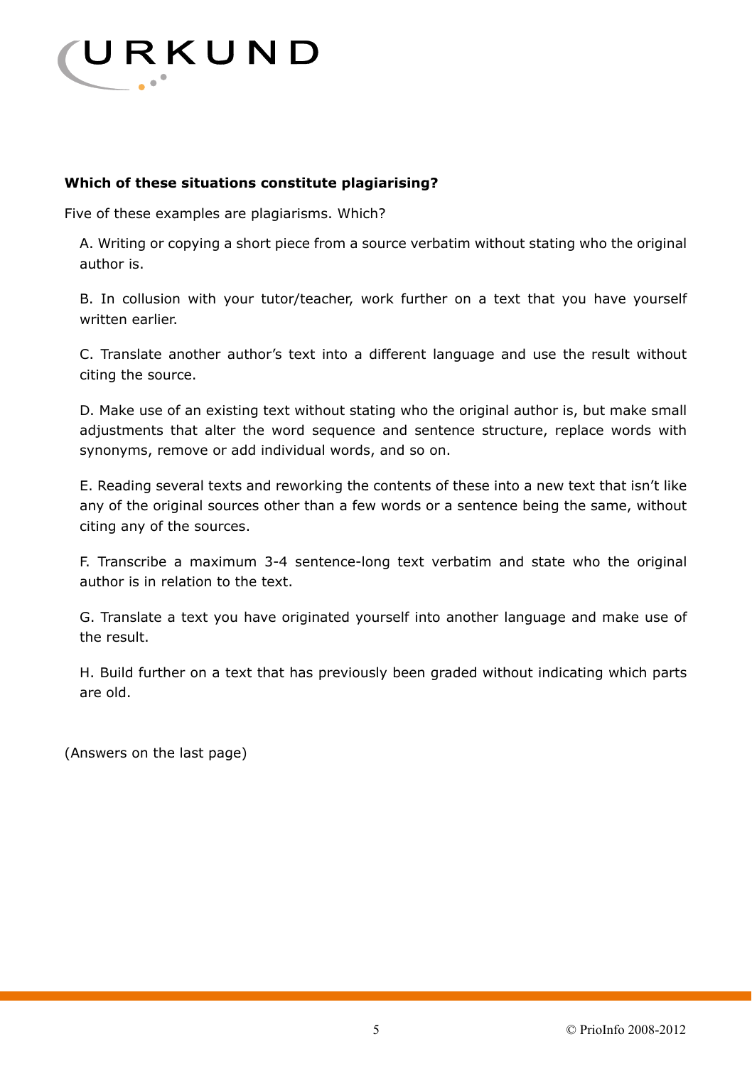**Which of these situations constitute plagiarising?**

Five of these examples are plagiarisms. Which?

A. Writing or copying a short piece from a source verbatim without stating who the original author is.

B. In collusion with your tutor/teacher, work further on a text that you have yourself written earlier.

C. Translate another author's text into a different language and use the result without citing the source.

D. Make use of an existing text without stating who the original author is, but make small adjustments that alter the word sequence and sentence structure, replace words with synonyms, remove or add individual words, and so on.

E. Reading several texts and reworking the contents of these into a new text that isn't like any of the original sources other than a few words or a sentence being the same, without citing any of the sources.

F. Transcribe a maximum 3-4 sentence-long text verbatim and state who the original author is in relation to the text.

G. Translate a text you have originated yourself into another language and make use of the result.

H. Build further on a text that has previously been graded without indicating which parts are old.

(Answers on the last page)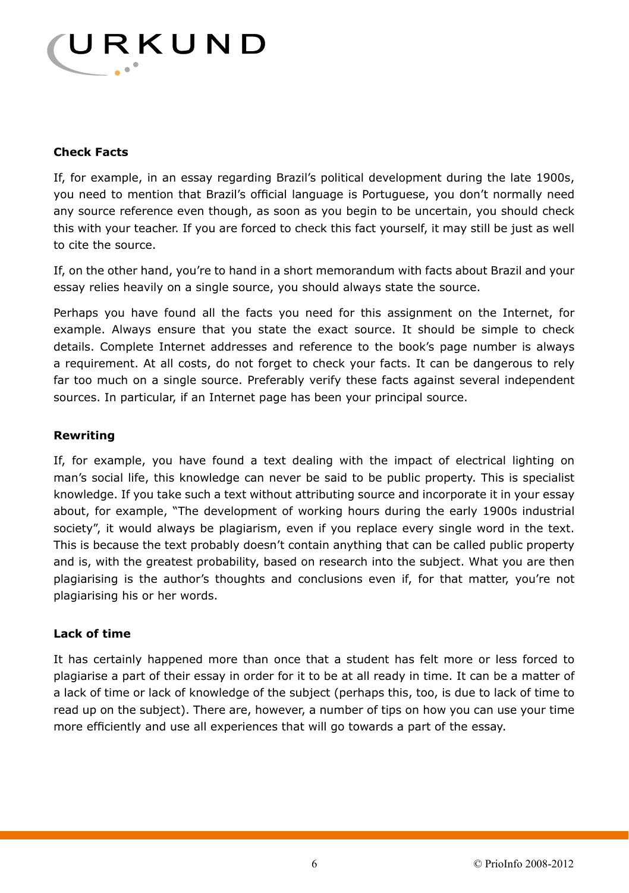**Check Facts**

If, for example, in an essay regarding Brazil's political development during the late 1900s, you need to mention that Brazil's official language is Portuguese, you don't normally need any source reference even though, as soon as you begin to be uncertain, you should check this with your teacher. If you are forced to check this fact yourself, it may still be just as well to cite the source.

If, on the other hand, you're to hand in a short memorandum with facts about Brazil and your essay relies heavily on a single source, you should always state the source.

Perhaps you have found all the facts you need for this assignment on the Internet, for example. Always ensure that you state the exact source. It should be simple to check details. Complete Internet addresses and reference to the book's page number is always a requirement. At all costs, do not forget to check your facts. It can be dangerous to rely far too much on a single source. Preferably verify these facts against several independent sources. In particular, if an Internet page has been your principal source.

**Rewriting**

If, for example, you have found a text dealing with the impact of electrical lighting on man's social life, this knowledge can never be said to be public property. This is specialist knowledge. If you take such a text without attributing source and incorporate it in your essay about, for example, "The development of working hours during the early 1900s industrial society", it would always be plagiarism, even if you replace every single word in the text. This is because the text probably doesn't contain anything that can be called public property and is, with the greatest probability, based on research into the subject. What you are then plagiarising is the author's thoughts and conclusions even if, for that matter, you're not plagiarising his or her words.

**Lack of time**

It has certainly happened more than once that a student has felt more or less forced to plagiarise a part of their essay in order for it to be at all ready in time. It can be a matter of a lack of time or lack of knowledge of the subject (perhaps this, too, is due to lack of time to read up on the subject). There are, however, a number of tips on how you can use your time more efficiently and use all experiences that will go towards a part of the essay.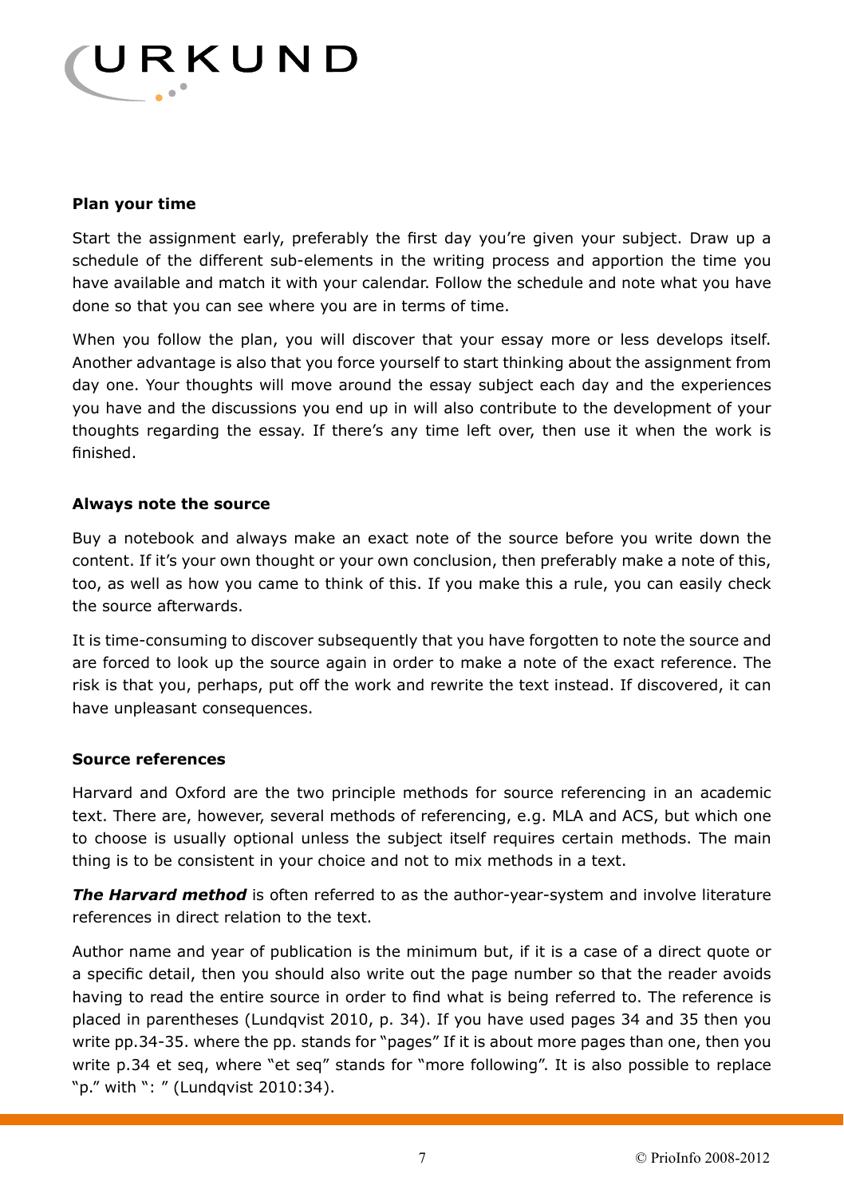**Plan your time**

Start the assignment early, preferably the first day you're given your subject. Draw up a schedule of the different sub-elements in the writing process and apportion the time you have available and match it with your calendar. Follow the schedule and note what you have done so that you can see where you are in terms of time.

When you follow the plan, you will discover that your essay more or less develops itself. Another advantage is also that you force yourself to start thinking about the assignment from day one. Your thoughts will move around the essay subject each day and the experiences you have and the discussions you end up in will also contribute to the development of your thoughts regarding the essay. If there's any time left over, then use it when the work is finished.

**Always note the source**

Buy a notebook and always make an exact note of the source before you write down the content. If it's your own thought or your own conclusion, then preferably make a note of this, too, as well as how you came to think of this. If you make this a rule, you can easily check the source afterwards.

It is time-consuming to discover subsequently that you have forgotten to note the source and are forced to look up the source again in order to make a note of the exact reference. The risk is that you, perhaps, put off the work and rewrite the text instead. If discovered, it can have unpleasant consequences.

**Source references**

Harvard and Oxford are the two principle methods for source referencing in an academic text. There are, however, several methods of referencing, e.g. MLA and ACS, but which one to choose is usually optional unless the subject itself requires certain methods. The main thing is to be consistent in your choice and not to mix methods in a text.

***The Harvard method*** is often referred to as the author-year-system and involve literature references in direct relation to the text.

Author name and year of publication is the minimum but, if it is a case of a direct quote or a specific detail, then you should also write out the page number so that the reader avoids having to read the entire source in order to find what is being referred to. The reference is placed in parentheses (Lundqvist 2010, p. 34). If you have used pages 34 and 35 then you write pp.34-35. where the pp. stands for "pages" If it is about more pages than one, then you write p.34 et seq, where "et seq" stands for "more following". It is also possible to replace "p." with ": " (Lundqvist 2010:34).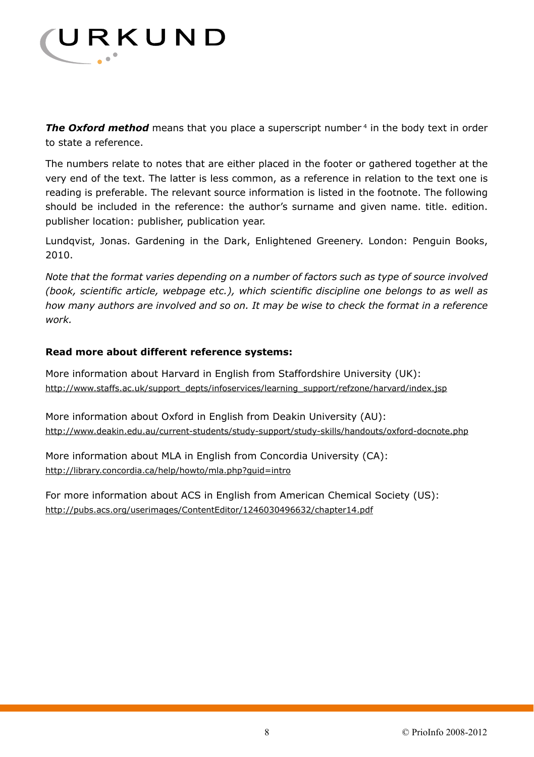***The Oxford method*** means that you place a superscript number [4] in the body text in order to state a reference.

The numbers relate to notes that are either placed in the footer or gathered together at the very end of the text. The latter is less common, as a reference in relation to the text one is reading is preferable. The relevant source information is listed in the footnote. The following should be included in the reference: the author's surname and given name. title. edition. publisher location: publisher, publication year.

Lundqvist, Jonas. Gardening in the Dark, Enlightened Greenery. London: Penguin Books, 2010.

*Note that the format varies depending on a number of factors such as type of source involved (book, scientific article, webpage etc.), which scientific discipline one belongs to as well as how many authors are involved and so on. It may be wise to check the format in a reference work.*

**Read more about different reference systems:**

More information about Harvard in English from Staffordshire University (UK):
http://www.staffs.ac.uk/support_depts/infoservices/learning_support/refzone/harvard/index.jsp

More information about Oxford in English from Deakin University (AU):
http://www.deakin.edu.au/current-students/study-support/study-skills/handouts/oxford-docnote.php

More information about MLA in English from Concordia University (CA):
http://library.concordia.ca/help/howto/mla.php?guid=intro

For more information about ACS in English from American Chemical Society (US):
http://pubs.acs.org/userimages/ContentEditor/1246030496632/chapter14.pdf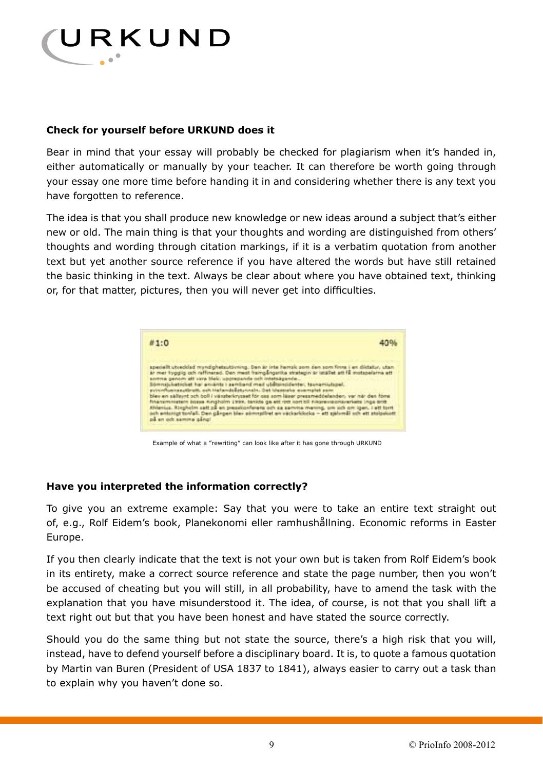## Check for yourself before URKUND does it

Bear in mind that your essay will probably be checked for plagiarism when it's handed in, either automatically or manually by your teacher. It can therefore be worth going through your essay one more time before handing it in and considering whether there is any text you have forgotten to reference.

The idea is that you shall produce new knowledge or new ideas around a subject that's either new or old. The main thing is that your thoughts and wording are distinguished from others' thoughts and wording through citation markings, if it is a verbatim quotation from another text but yet another source reference if you have altered the words but have still retained the basic thinking in the text. Always be clear about where you have obtained text, thinking or, for that matter, pictures, then you will never get into difficulties.

Example of what a "rewriting" can look like after it has gone through URKUND

## Have you interpreted the information correctly?

To give you an extreme example: Say that you were to take an entire text straight out of, e.g., Rolf Eidem's book, Planekonomi eller ramhushållning. Economic reforms in Easter Europe.

If you then clearly indicate that the text is not your own but is taken from Rolf Eidem's book in its entirety, make a correct source reference and state the page number, then you won't be accused of cheating but you will still, in all probability, have to amend the task with the explanation that you have misunderstood it. The idea, of course, is not that you shall lift a text right out but that you have been honest and have stated the source correctly.

Should you do the same thing but not state the source, there's a high risk that you will, instead, have to defend yourself before a disciplinary board. It is, to quote a famous quotation by Martin van Buren (President of USA 1837 to 1841), always easier to carry out a task than to explain why you haven't done so.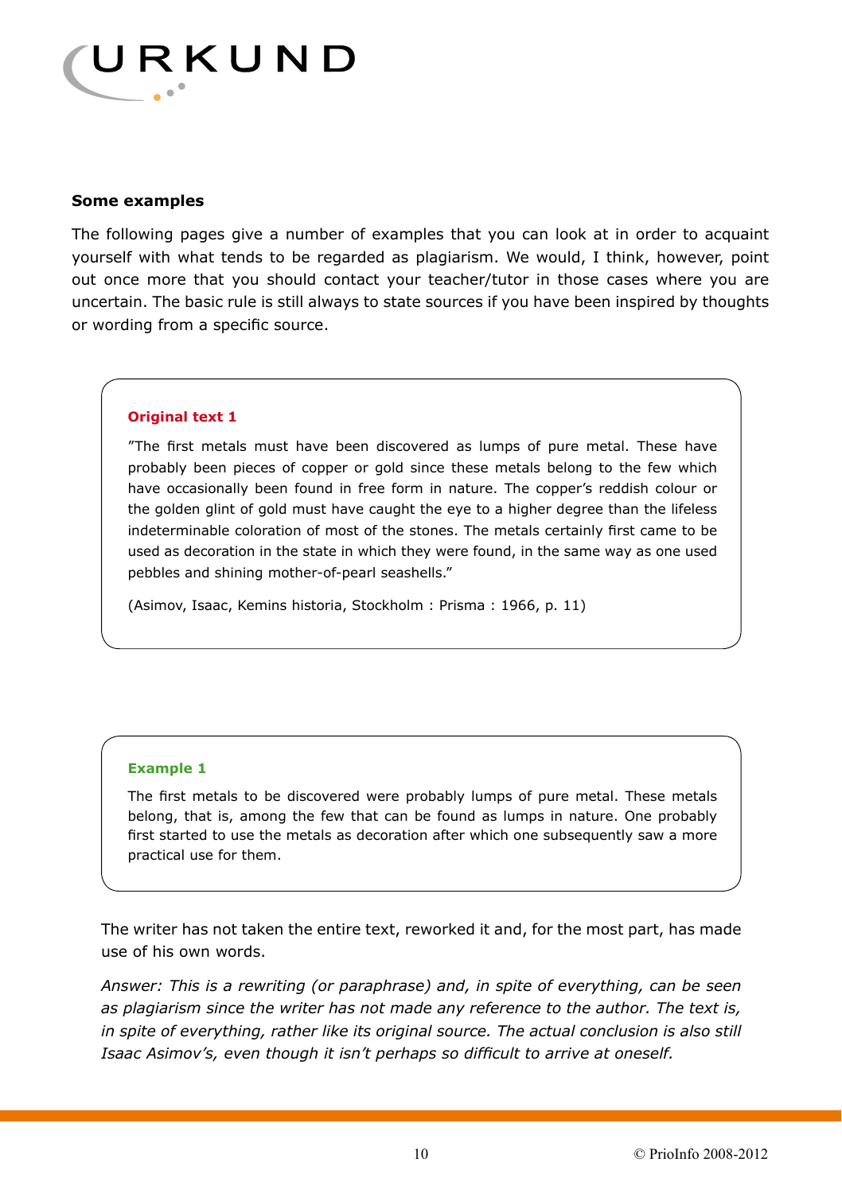**Some examples**

The following pages give a number of examples that you can look at in order to acquaint yourself with what tends to be regarded as plagiarism. We would, I think, however, point out once more that you should contact your teacher/tutor in those cases where you are uncertain. The basic rule is still always to state sources if you have been inspired by thoughts or wording from a specific source.

**Original text 1**

”The first metals must have been discovered as lumps of pure metal. These have probably been pieces of copper or gold since these metals belong to the few which have occasionally been found in free form in nature. The copper’s reddish colour or the golden glint of gold must have caught the eye to a higher degree than the lifeless indeterminable coloration of most of the stones. The metals certainly first came to be used as decoration in the state in which they were found, in the same way as one used pebbles and shining mother-of-pearl seashells.”

(Asimov, Isaac, Kemins historia, Stockholm : Prisma : 1966, p. 11)

**Example 1**

The first metals to be discovered were probably lumps of pure metal. These metals belong, that is, among the few that can be found as lumps in nature. One probably first started to use the metals as decoration after which one subsequently saw a more practical use for them.

The writer has not taken the entire text, reworked it and, for the most part, has made use of his own words.

*Answer: This is a rewriting (or paraphrase) and, in spite of everything, can be seen as plagiarism since the writer has not made any reference to the author. The text is, in spite of everything, rather like its original source. The actual conclusion is also still Isaac Asimov’s, even though it isn’t perhaps so difficult to arrive at oneself.*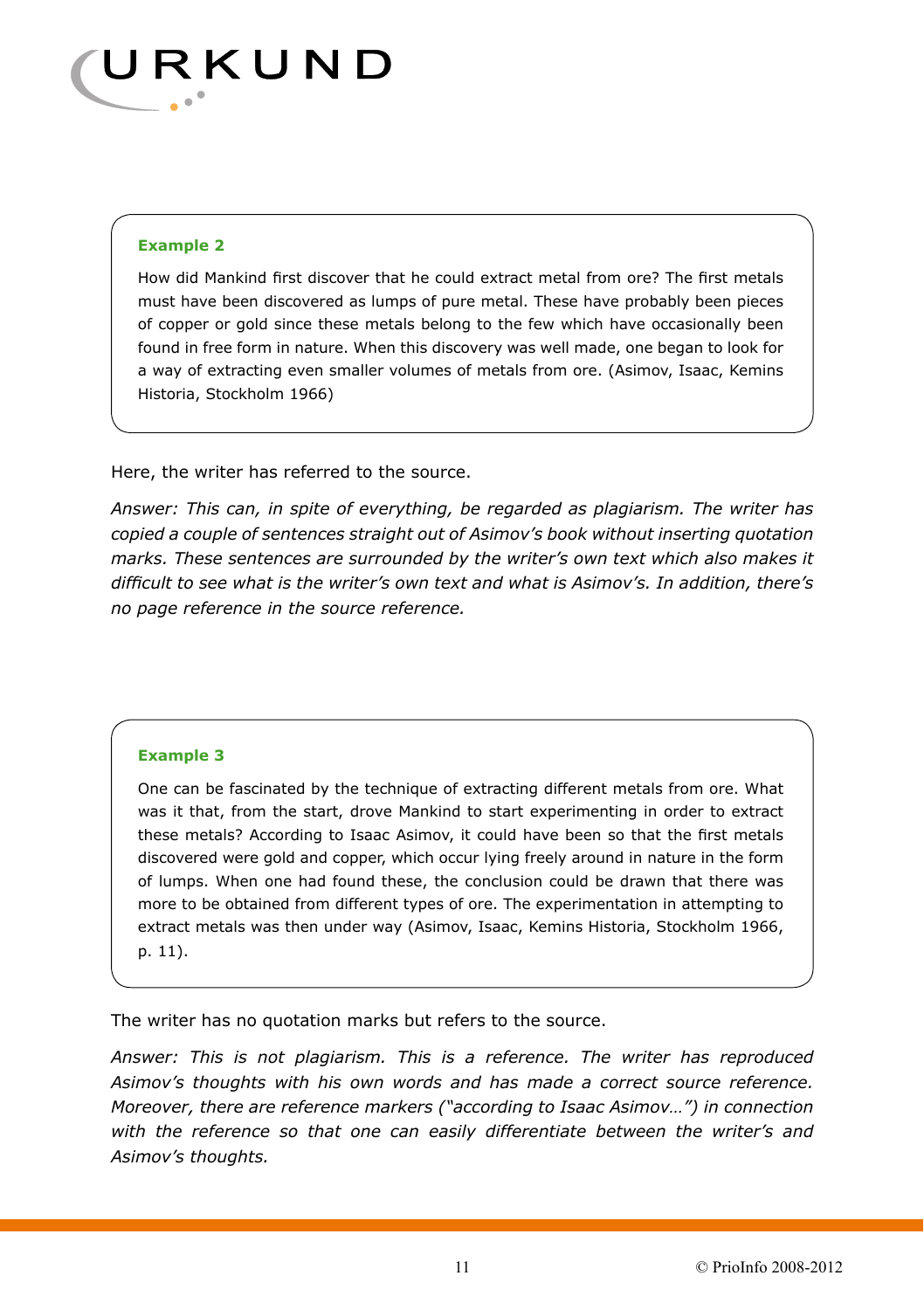**Example 2**

How did Mankind first discover that he could extract metal from ore? The first metals must have been discovered as lumps of pure metal. These have probably been pieces of copper or gold since these metals belong to the few which have occasionally been found in free form in nature. When this discovery was well made, one began to look for a way of extracting even smaller volumes of metals from ore. (Asimov, Isaac, Kemins Historia, Stockholm 1966)

Here, the writer has referred to the source.

*Answer: This can, in spite of everything, be regarded as plagiarism. The writer has copied a couple of sentences straight out of Asimov's book without inserting quotation marks. These sentences are surrounded by the writer's own text which also makes it difficult to see what is the writer's own text and what is Asimov's. In addition, there's no page reference in the source reference.*

**Example 3**

One can be fascinated by the technique of extracting different metals from ore. What was it that, from the start, drove Mankind to start experimenting in order to extract these metals? According to Isaac Asimov, it could have been so that the first metals discovered were gold and copper, which occur lying freely around in nature in the form of lumps. When one had found these, the conclusion could be drawn that there was more to be obtained from different types of ore. The experimentation in attempting to extract metals was then under way (Asimov, Isaac, Kemins Historia, Stockholm 1966, p. 11).

The writer has no quotation marks but refers to the source.

*Answer: This is not plagiarism. This is a reference. The writer has reproduced Asimov's thoughts with his own words and has made a correct source reference. Moreover, there are reference markers ("according to Isaac Asimov…") in connection with the reference so that one can easily differentiate between the writer's and Asimov's thoughts.*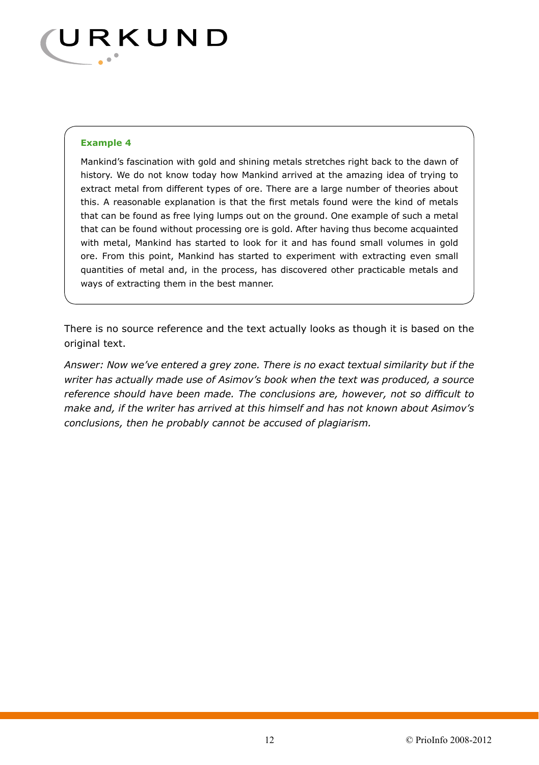**Example 4**

Mankind's fascination with gold and shining metals stretches right back to the dawn of history. We do not know today how Mankind arrived at the amazing idea of trying to extract metal from different types of ore. There are a large number of theories about this. A reasonable explanation is that the first metals found were the kind of metals that can be found as free lying lumps out on the ground. One example of such a metal that can be found without processing ore is gold. After having thus become acquainted with metal, Mankind has started to look for it and has found small volumes in gold ore. From this point, Mankind has started to experiment with extracting even small quantities of metal and, in the process, has discovered other practicable metals and ways of extracting them in the best manner.

There is no source reference and the text actually looks as though it is based on the original text.

*Answer: Now we've entered a grey zone. There is no exact textual similarity but if the writer has actually made use of Asimov's book when the text was produced, a source reference should have been made. The conclusions are, however, not so difficult to make and, if the writer has arrived at this himself and has not known about Asimov's conclusions, then he probably cannot be accused of plagiarism.*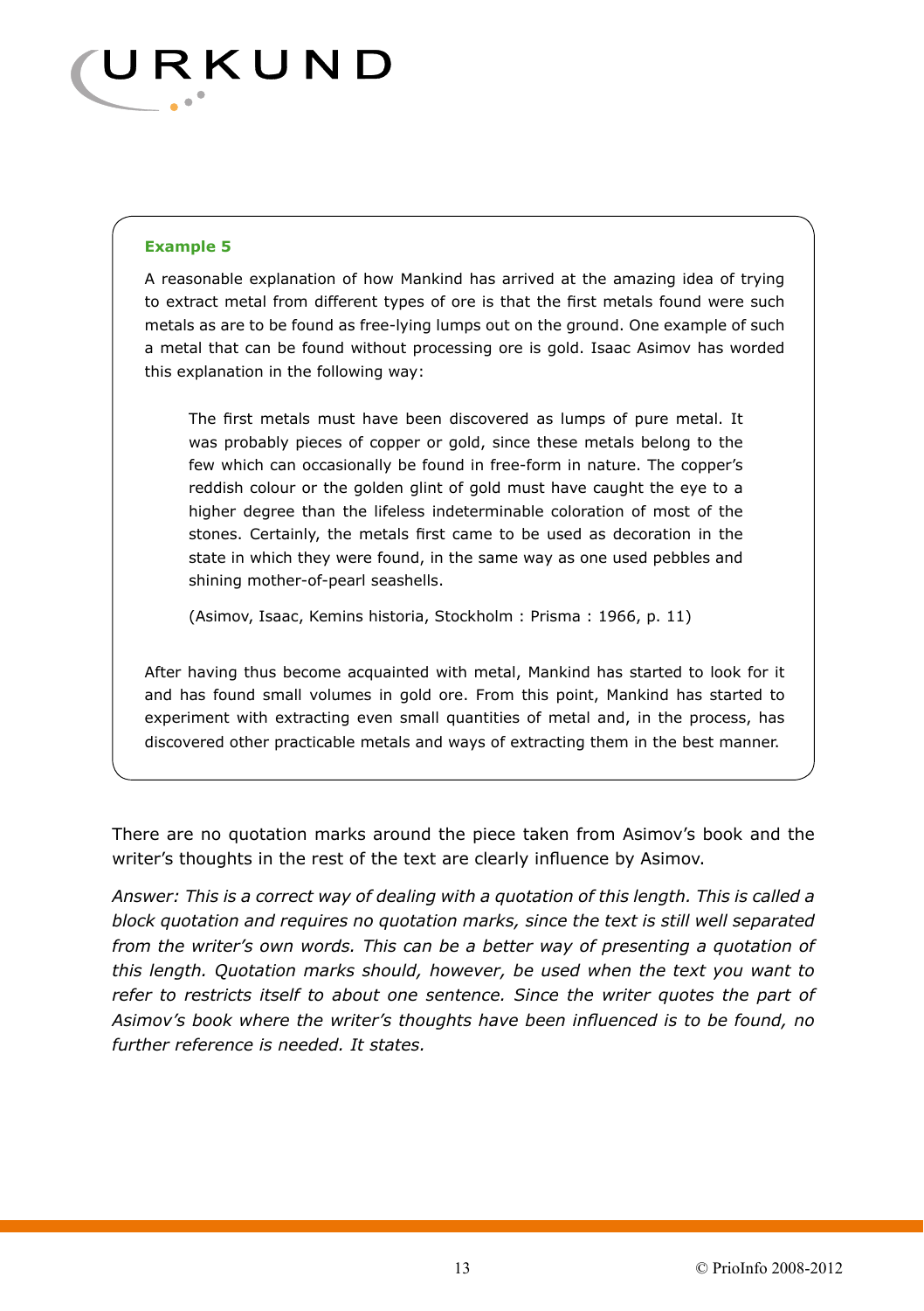**Example 5**

A reasonable explanation of how Mankind has arrived at the amazing idea of trying to extract metal from different types of ore is that the first metals found were such metals as are to be found as free-lying lumps out on the ground. One example of such a metal that can be found without processing ore is gold. Isaac Asimov has worded this explanation in the following way:

> The first metals must have been discovered as lumps of pure metal. It was probably pieces of copper or gold, since these metals belong to the few which can occasionally be found in free-form in nature. The copper's reddish colour or the golden glint of gold must have caught the eye to a higher degree than the lifeless indeterminable coloration of most of the stones. Certainly, the metals first came to be used as decoration in the state in which they were found, in the same way as one used pebbles and shining mother-of-pearl seashells.
>
> (Asimov, Isaac, Kemins historia, Stockholm : Prisma : 1966, p. 11)

After having thus become acquainted with metal, Mankind has started to look for it and has found small volumes in gold ore. From this point, Mankind has started to experiment with extracting even small quantities of metal and, in the process, has discovered other practicable metals and ways of extracting them in the best manner.

There are no quotation marks around the piece taken from Asimov's book and the writer's thoughts in the rest of the text are clearly influence by Asimov.

*Answer: This is a correct way of dealing with a quotation of this length. This is called a block quotation and requires no quotation marks, since the text is still well separated from the writer's own words. This can be a better way of presenting a quotation of this length. Quotation marks should, however, be used when the text you want to refer to restricts itself to about one sentence. Since the writer quotes the part of Asimov's book where the writer's thoughts have been influenced is to be found, no further reference is needed. It states.*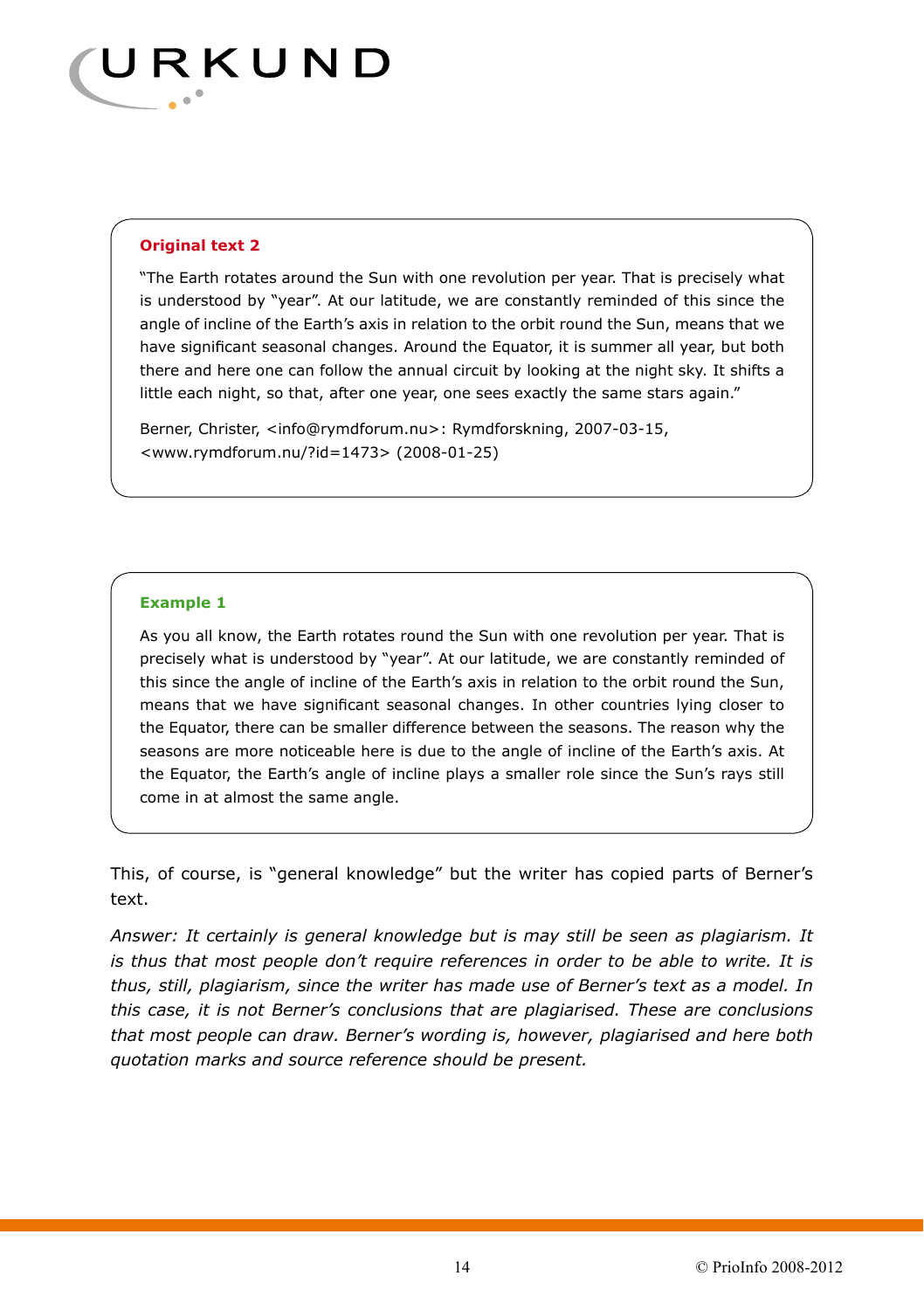**Original text 2**

"The Earth rotates around the Sun with one revolution per year. That is precisely what is understood by "year". At our latitude, we are constantly reminded of this since the angle of incline of the Earth's axis in relation to the orbit round the Sun, means that we have significant seasonal changes. Around the Equator, it is summer all year, but both there and here one can follow the annual circuit by looking at the night sky. It shifts a little each night, so that, after one year, one sees exactly the same stars again."

Berner, Christer, <info@rymdforum.nu>: Rymdforskning, 2007-03-15, <www.rymdforum.nu/?id=1473> (2008-01-25)

**Example 1**

As you all know, the Earth rotates round the Sun with one revolution per year. That is precisely what is understood by "year". At our latitude, we are constantly reminded of this since the angle of incline of the Earth's axis in relation to the orbit round the Sun, means that we have significant seasonal changes. In other countries lying closer to the Equator, there can be smaller difference between the seasons. The reason why the seasons are more noticeable here is due to the angle of incline of the Earth's axis. At the Equator, the Earth's angle of incline plays a smaller role since the Sun's rays still come in at almost the same angle.

This, of course, is "general knowledge" but the writer has copied parts of Berner's text.

*Answer: It certainly is general knowledge but is may still be seen as plagiarism. It is thus that most people don't require references in order to be able to write. It is thus, still, plagiarism, since the writer has made use of Berner's text as a model. In this case, it is not Berner's conclusions that are plagiarised. These are conclusions that most people can draw. Berner's wording is, however, plagiarised and here both quotation marks and source reference should be present.*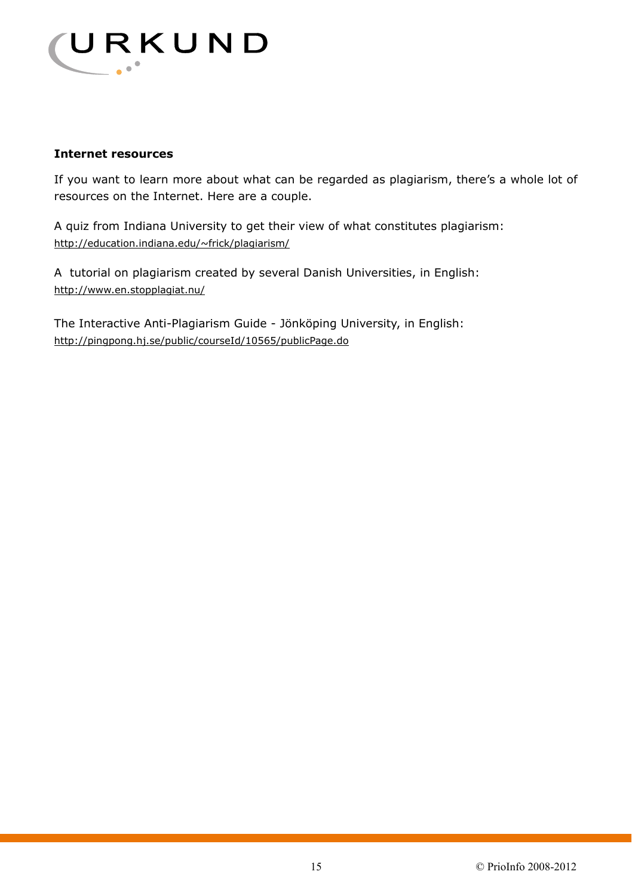**Internet resources**

If you want to learn more about what can be regarded as plagiarism, there's a whole lot of resources on the Internet. Here are a couple.

A quiz from Indiana University to get their view of what constitutes plagiarism:
http://education.indiana.edu/~frick/plagiarism/

A tutorial on plagiarism created by several Danish Universities, in English:
http://www.en.stopplagiat.nu/

The Interactive Anti-Plagiarism Guide - Jönköping University, in English:
http://pingpong.hj.se/public/courseId/10565/publicPage.do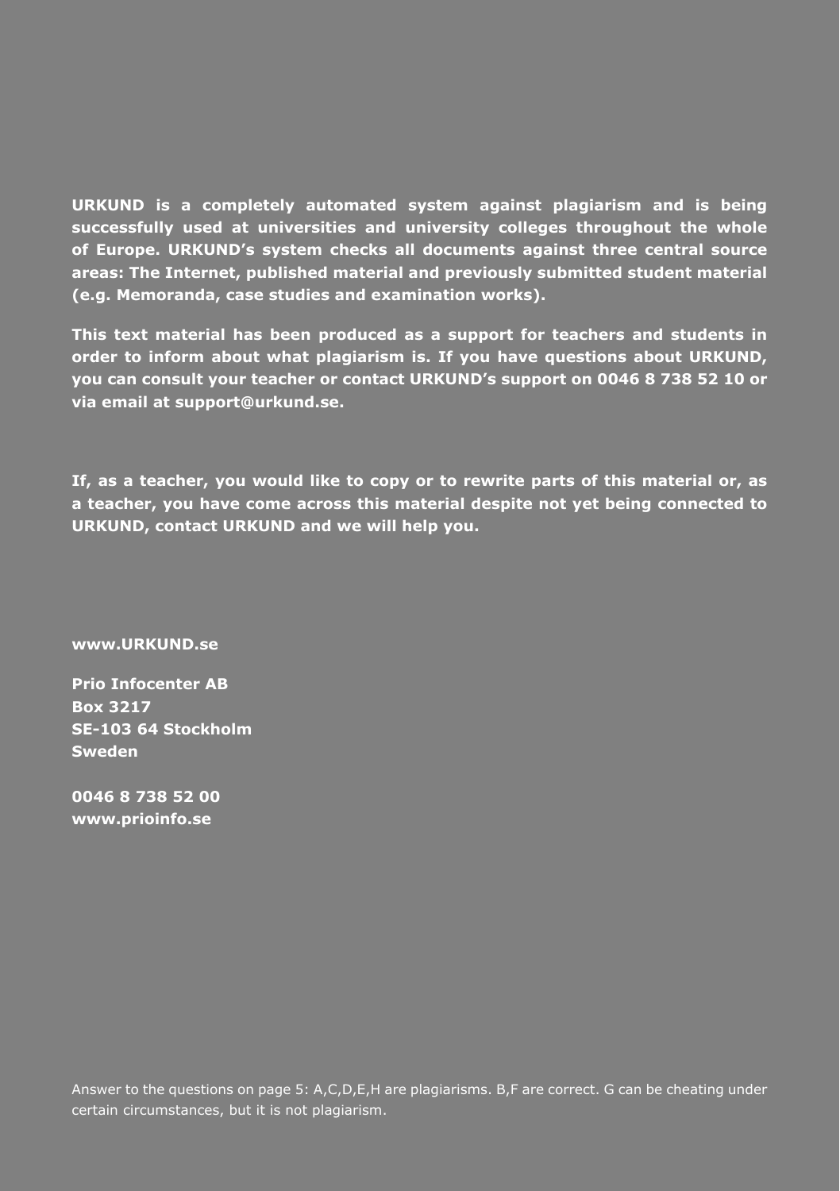**URKUND is a completely automated system against plagiarism and is being successfully used at universities and university colleges throughout the whole of Europe. URKUND's system checks all documents against three central source areas: The Internet, published material and previously submitted student material (e.g. Memoranda, case studies and examination works).**

**This text material has been produced as a support for teachers and students in order to inform about what plagiarism is. If you have questions about URKUND, you can consult your teacher or contact URKUND's support on 0046 8 738 52 10 or via email at support@urkund.se.**

**If, as a teacher, you would like to copy or to rewrite parts of this material or, as a teacher, you have come across this material despite not yet being connected to URKUND, contact URKUND and we will help you.**

**www.URKUND.se**

**Prio Infocenter AB**
**Box 3217**
**SE-103 64 Stockholm**
**Sweden**

**0046 8 738 52 00**
**www.prioinfo.se**

Answer to the questions on page 5: A,C,D,E,H are plagiarisms. B,F are correct. G can be cheating under certain circumstances, but it is not plagiarism.